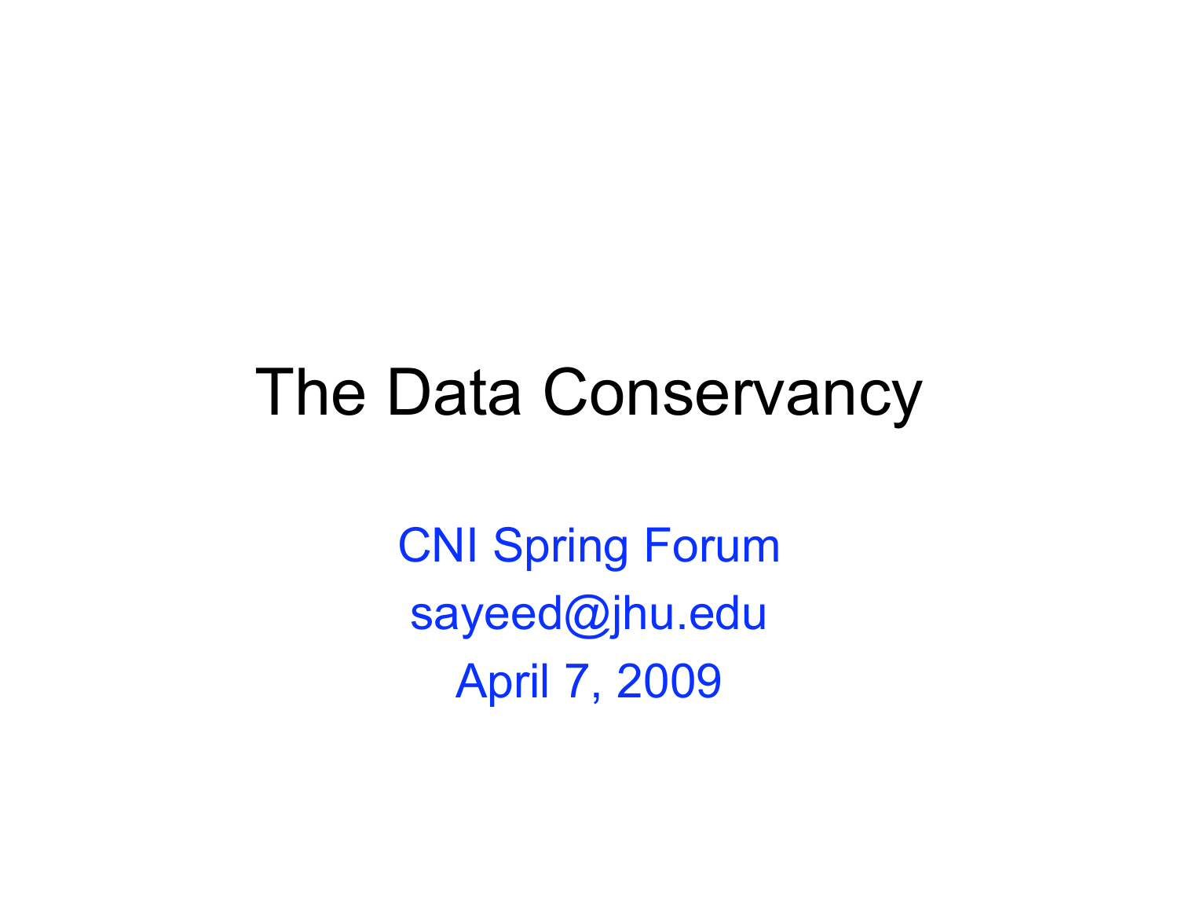# The Data Conservancy

CNI Spring Forum

sayeed@jhu.edu

April 7, 2009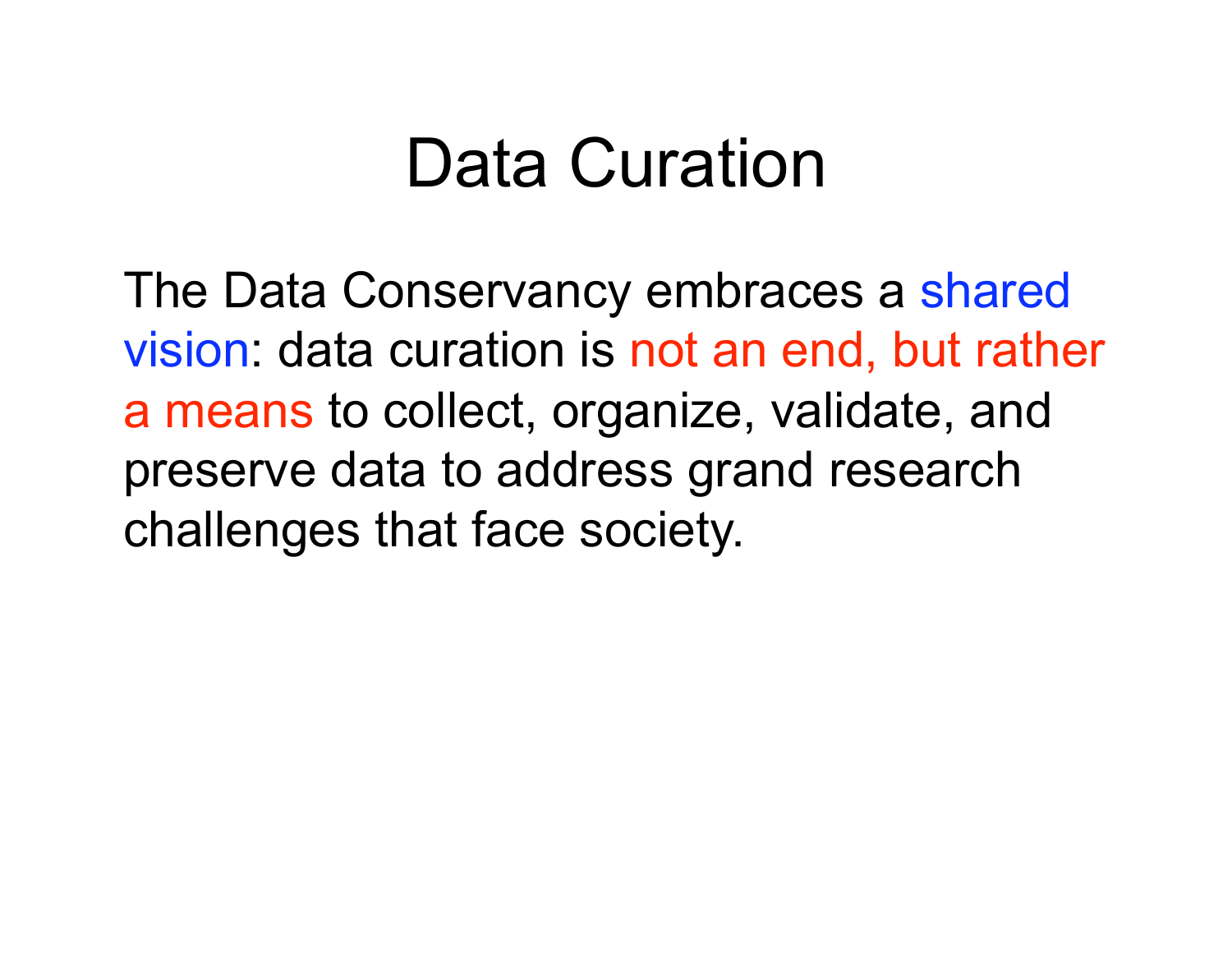# Data Curation

The Data Conservancy embraces a shared vision: data curation is not an end, but rather a means to collect, organize, validate, and preserve data to address grand research challenges that face society.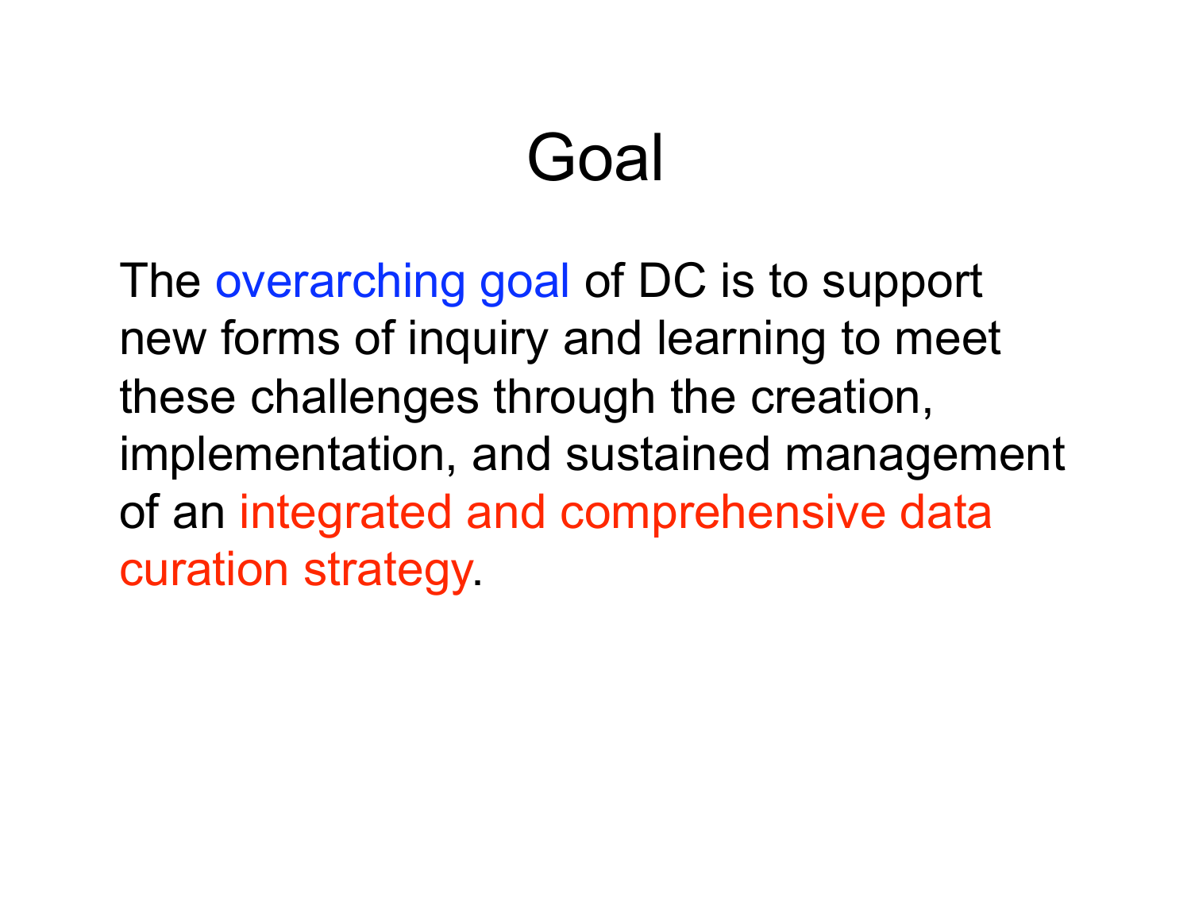# Goal

The overarching goal of DC is to support new forms of inquiry and learning to meet these challenges through the creation, implementation, and sustained management of an integrated and comprehensive data curation strategy.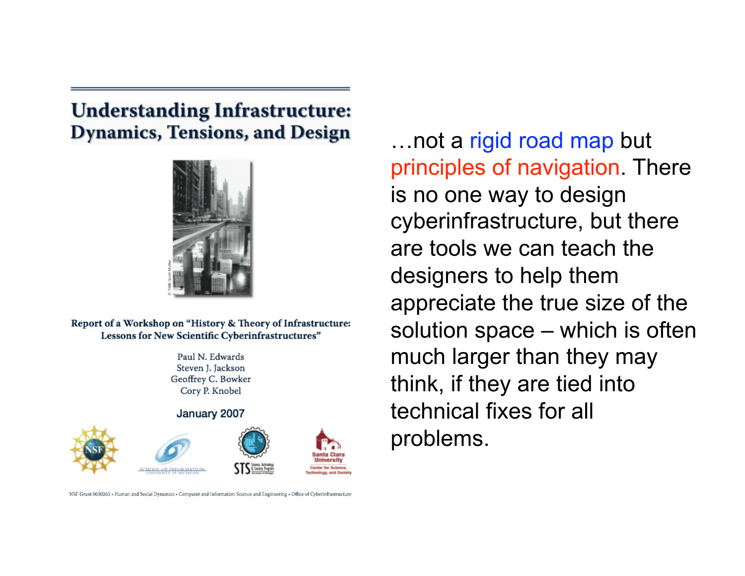## Understanding Infrastructure: Dynamics, Tensions, and Design

Report of a Workshop on "History & Theory of Infrastructure: Lessons for New Scientific Cyberinfrastructures"

Paul N. Edwards
Steven J. Jackson
Geoffrey C. Bowker
Cory P. Knobel

January 2007

NSF Grant 0630263 • Human and Social Dynamics • Computer and Information Science and Engineering • Office of Cyberinfrastructure

…not a rigid road map but principles of navigation. There is no one way to design cyberinfrastructure, but there are tools we can teach the designers to help them appreciate the true size of the solution space – which is often much larger than they may think, if they are tied into technical fixes for all problems.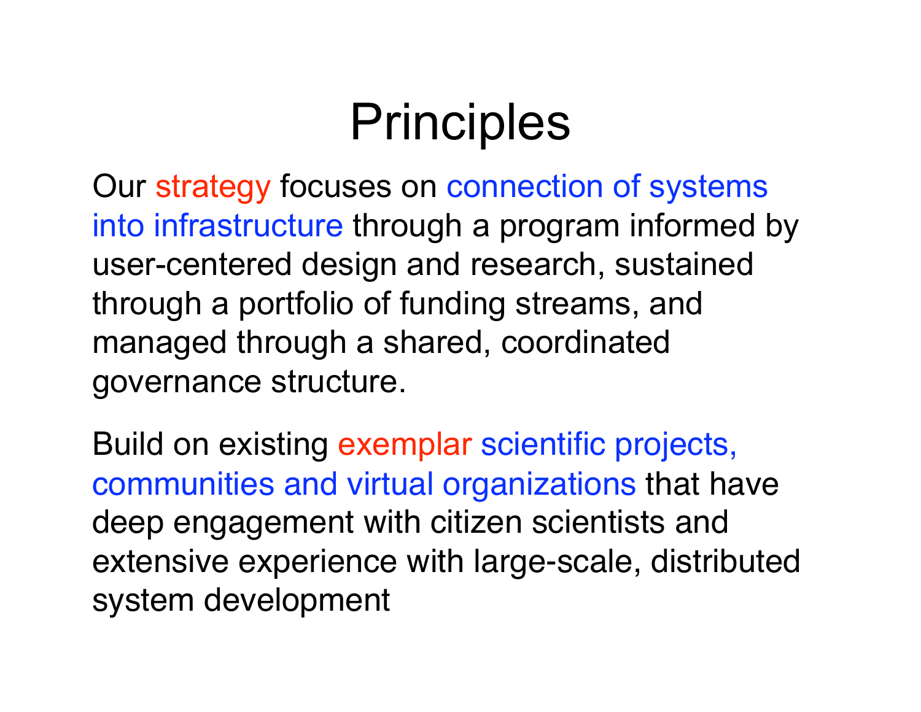# Principles

Our strategy focuses on connection of systems into infrastructure through a program informed by user-centered design and research, sustained through a portfolio of funding streams, and managed through a shared, coordinated governance structure.

Build on existing exemplar scientific projects, communities and virtual organizations that have deep engagement with citizen scientists and extensive experience with large-scale, distributed system development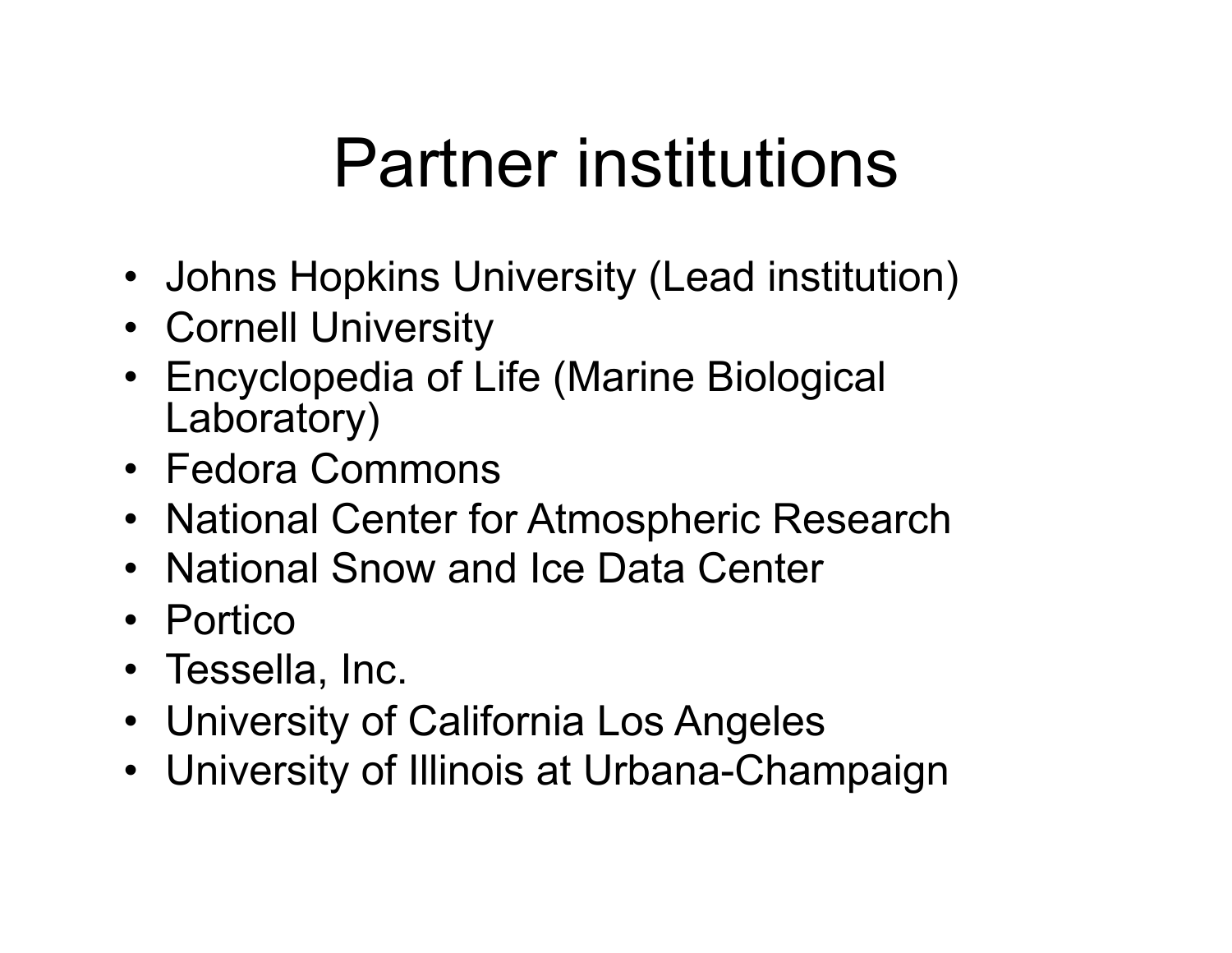# Partner institutions

- Johns Hopkins University (Lead institution)
- Cornell University
- Encyclopedia of Life (Marine Biological Laboratory)
- Fedora Commons
- National Center for Atmospheric Research
- National Snow and Ice Data Center
- Portico
- Tessella, Inc.
- University of California Los Angeles
- University of Illinois at Urbana-Champaign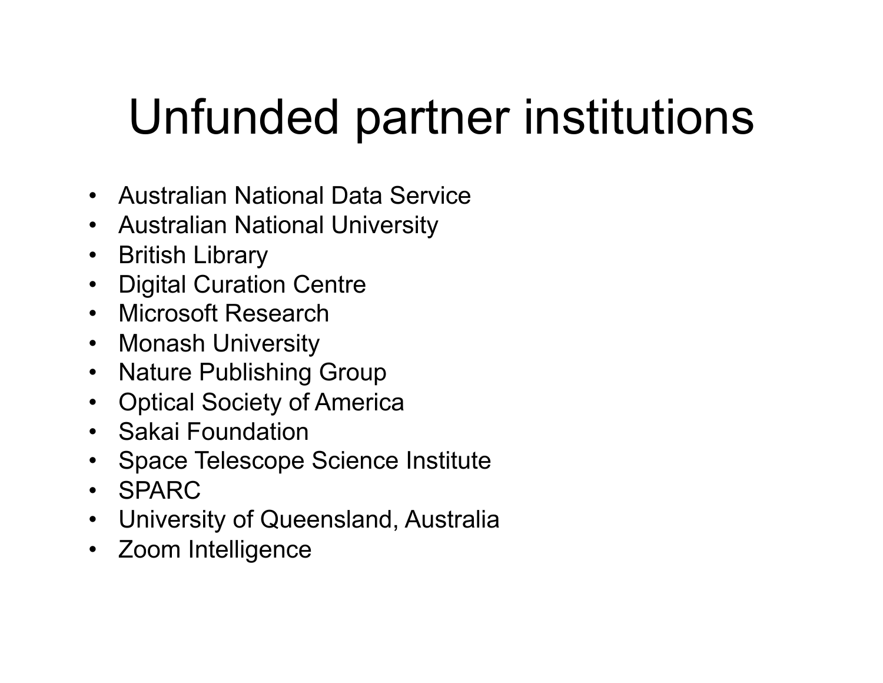# Unfunded partner institutions

- Australian National Data Service
- Australian National University
- British Library
- Digital Curation Centre
- Microsoft Research
- Monash University
- Nature Publishing Group
- Optical Society of America
- Sakai Foundation
- Space Telescope Science Institute
- SPARC
- University of Queensland, Australia
- Zoom Intelligence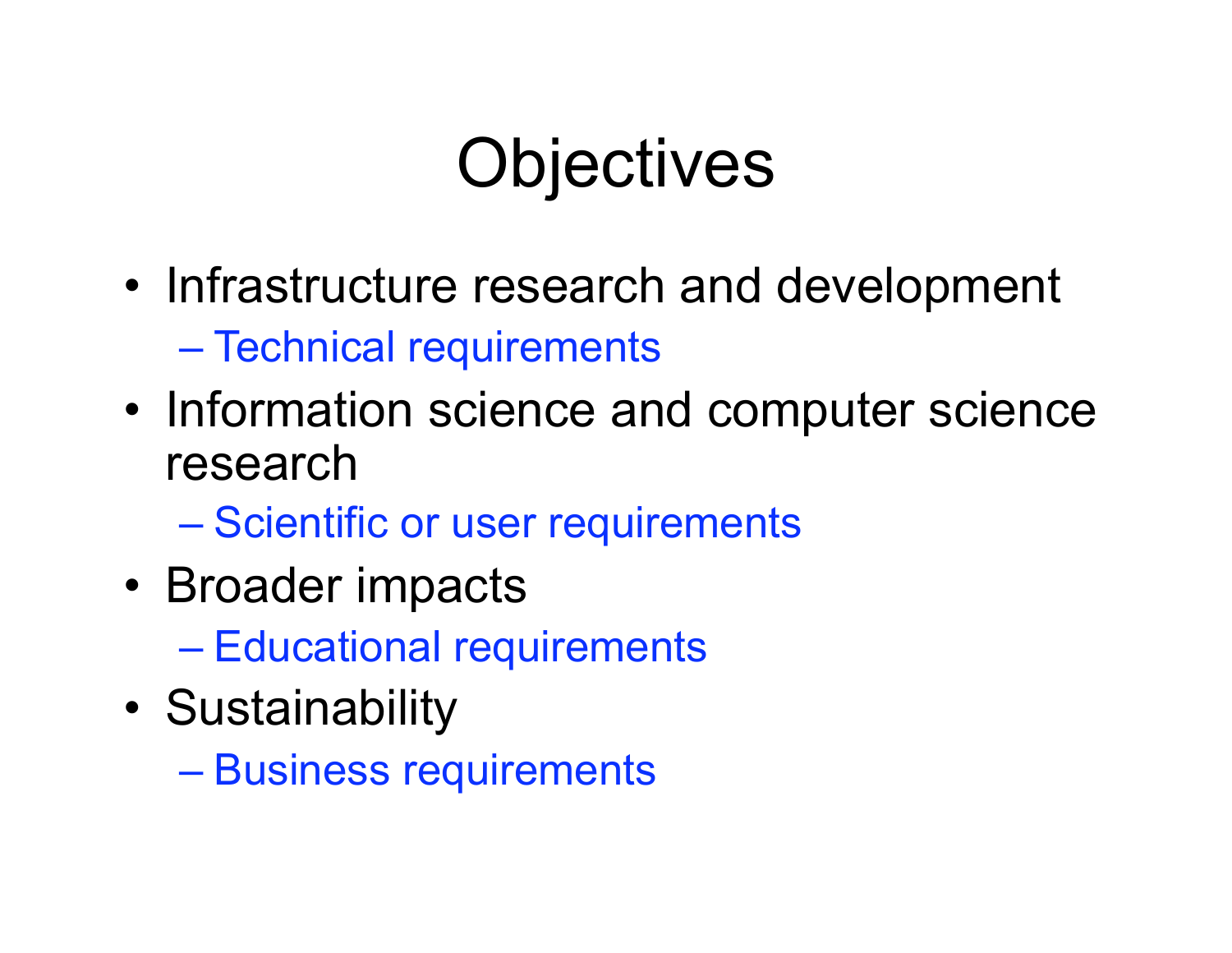# Objectives

- Infrastructure research and development
  - Technical requirements
- Information science and computer science research
  - Scientific or user requirements
- Broader impacts
  - Educational requirements
- Sustainability
  - Business requirements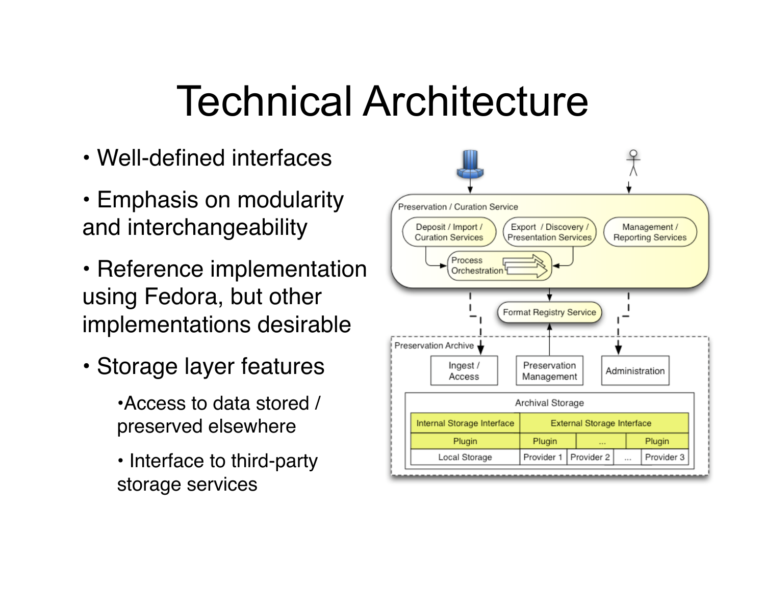# Technical Architecture

- Well-defined interfaces
- Emphasis on modularity and interchangeability
- Reference implementation using Fedora, but other implementations desirable
- Storage layer features
  - Access to data stored / preserved elsewhere
  - Interface to third-party storage services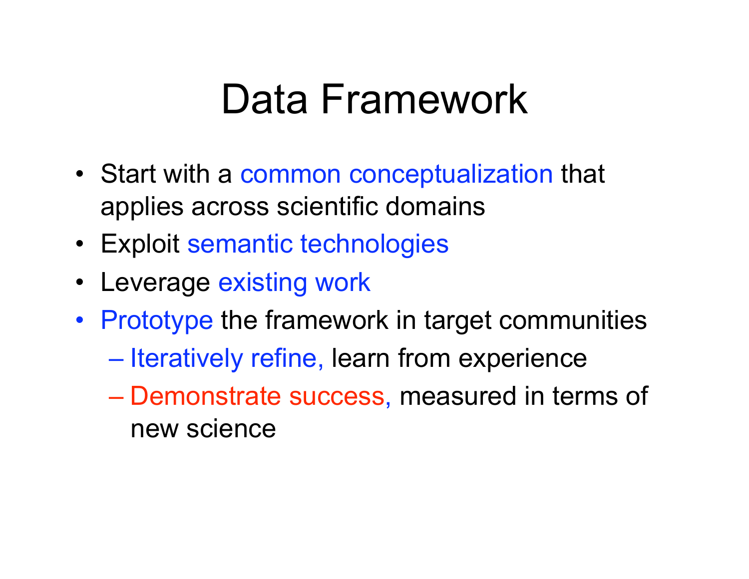# Data Framework

- Start with a common conceptualization that applies across scientific domains
- Exploit semantic technologies
- Leverage existing work
- Prototype the framework in target communities
  - Iteratively refine, learn from experience
  - Demonstrate success, measured in terms of new science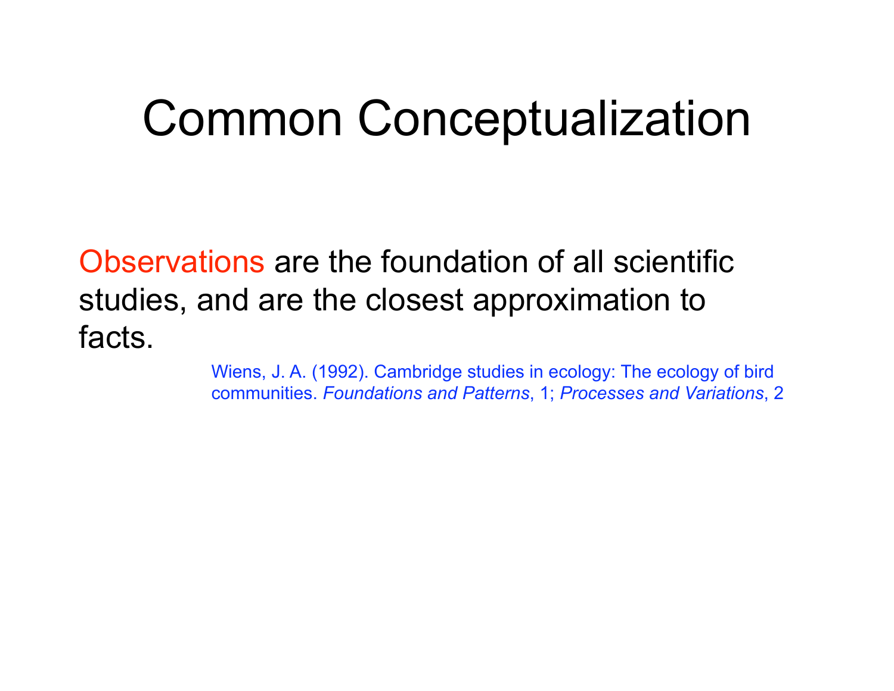# Common Conceptualization

Observations are the foundation of all scientific studies, and are the closest approximation to facts.

Wiens, J. A. (1992). Cambridge studies in ecology: The ecology of bird communities. *Foundations and Patterns*, 1; *Processes and Variations*, 2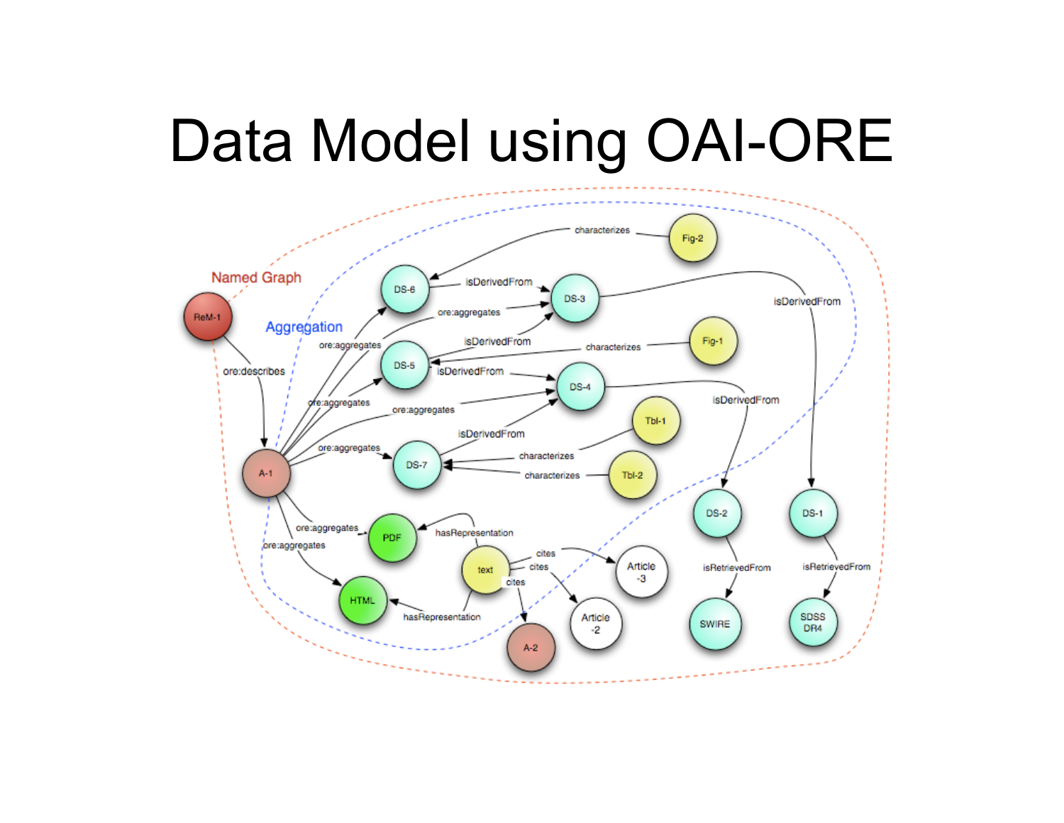# Data Model using OAI-ORE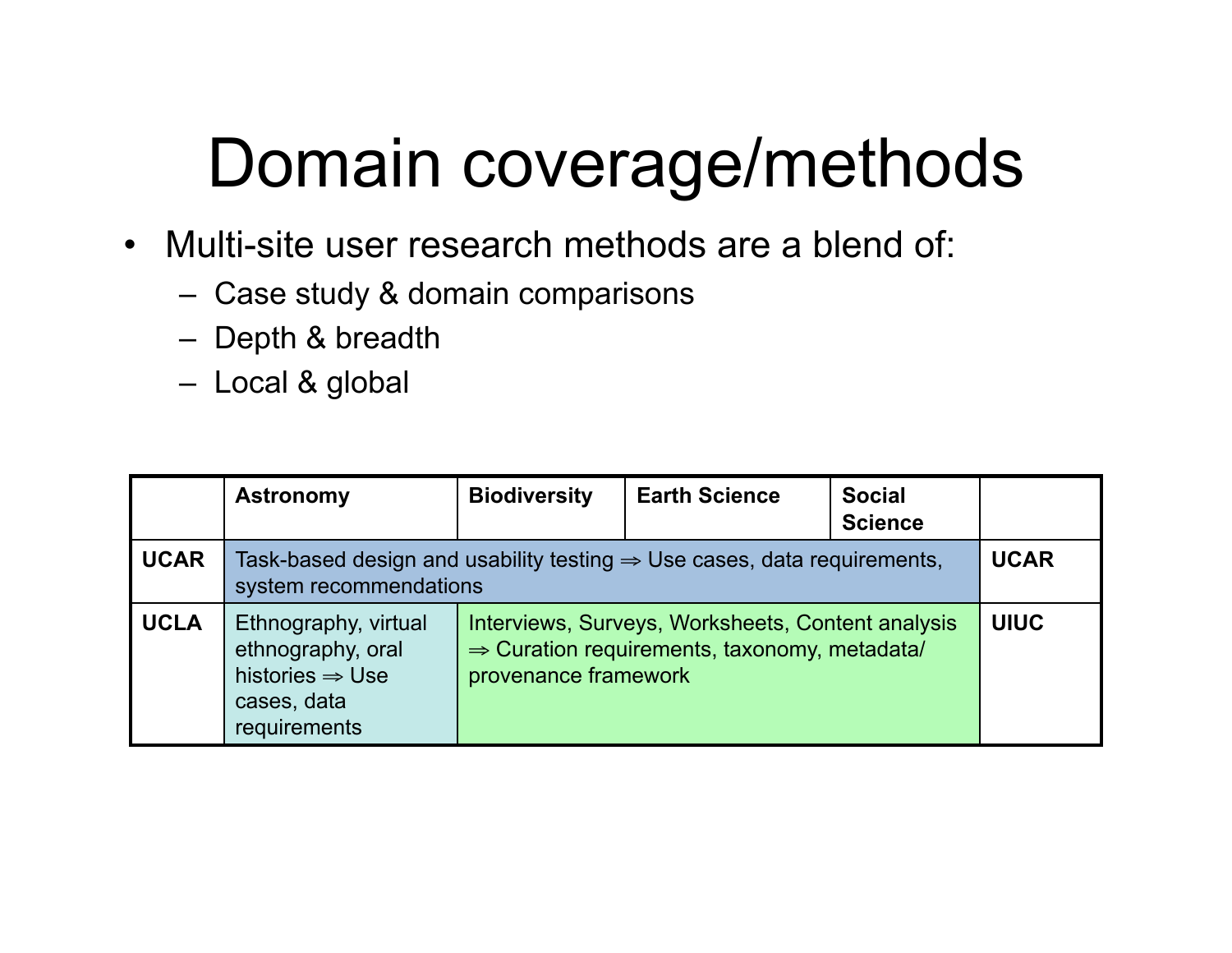# Domain coverage/methods

- Multi-site user research methods are a blend of:
  - Case study & domain comparisons
  - Depth & breadth
  - Local & global

| | **Astronomy** | **Biodiversity** | **Earth Science** | **Social Science** | |
|---|---|---|---|---|---|
| **UCAR** | Task-based design and usability testing ⇒ Use cases, data requirements, system recommendations | | | | **UCAR** |
| **UCLA** | Ethnography, virtual ethnography, oral histories ⇒ Use cases, data requirements | Interviews, Surveys, Worksheets, Content analysis ⇒ Curation requirements, taxonomy, metadata/ provenance framework | | | **UIUC** |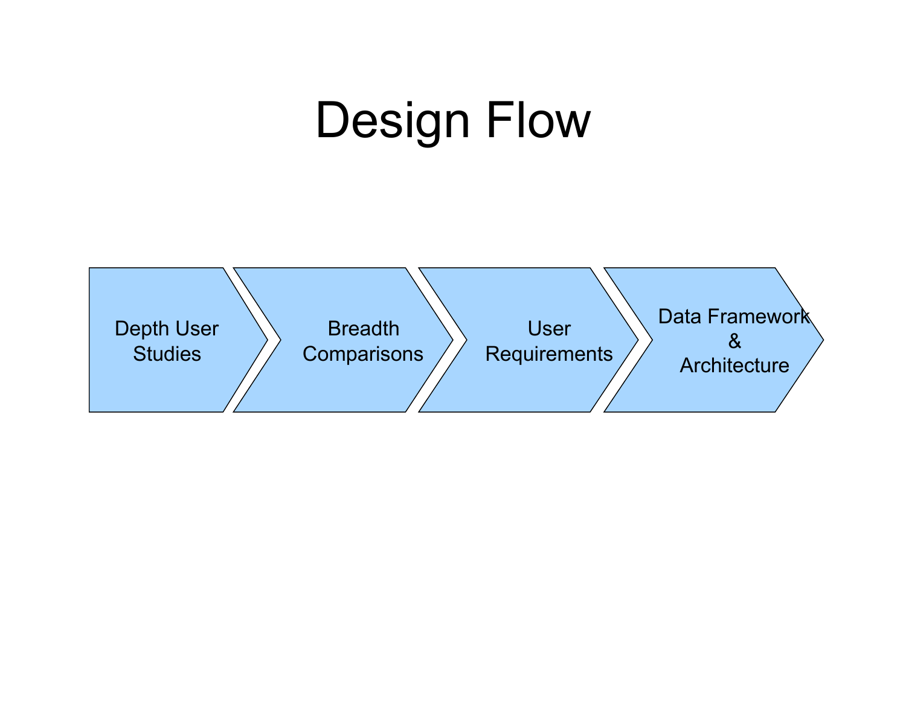# Design Flow

Depth User Studies → Breadth Comparisons → User Requirements → Data Framework & Architecture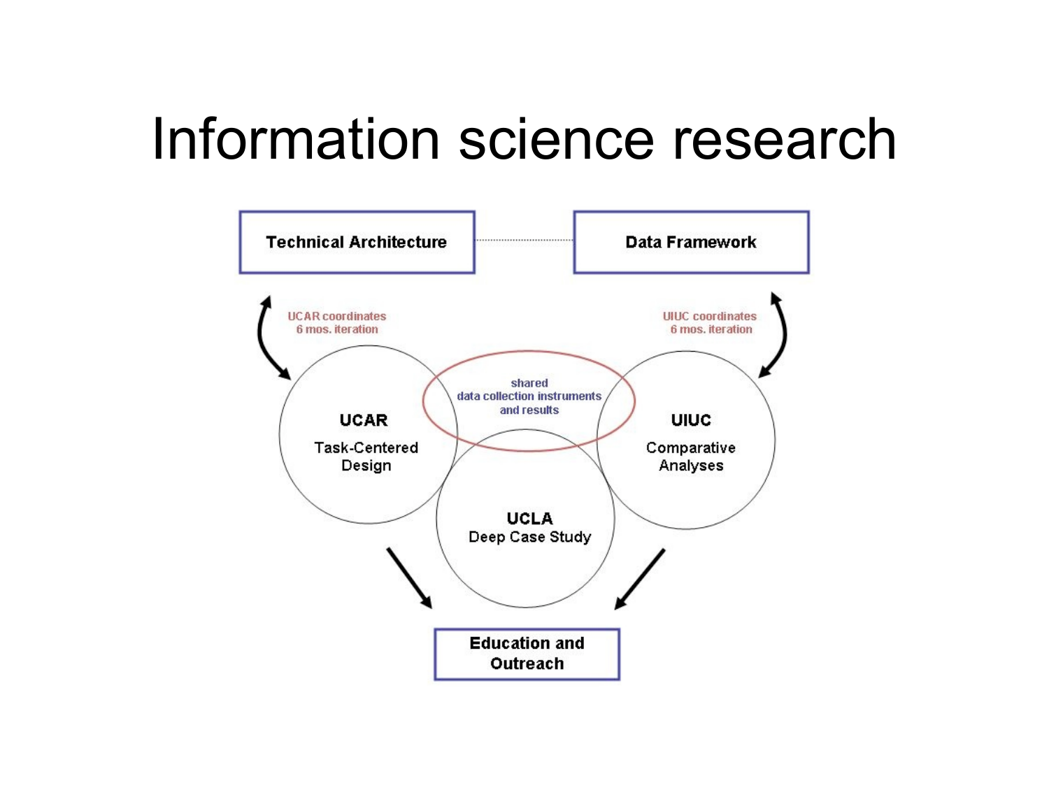# Information science research

Technical Architecture

Data Framework

UCAR coordinates
6 mos. iteration

UIUC coordinates
6 mos. iteration

shared
data collection instruments
and results

**UCAR**
Task-Centered
Design

**UIUC**
Comparative
Analyses

**UCLA**
Deep Case Study

Education and
Outreach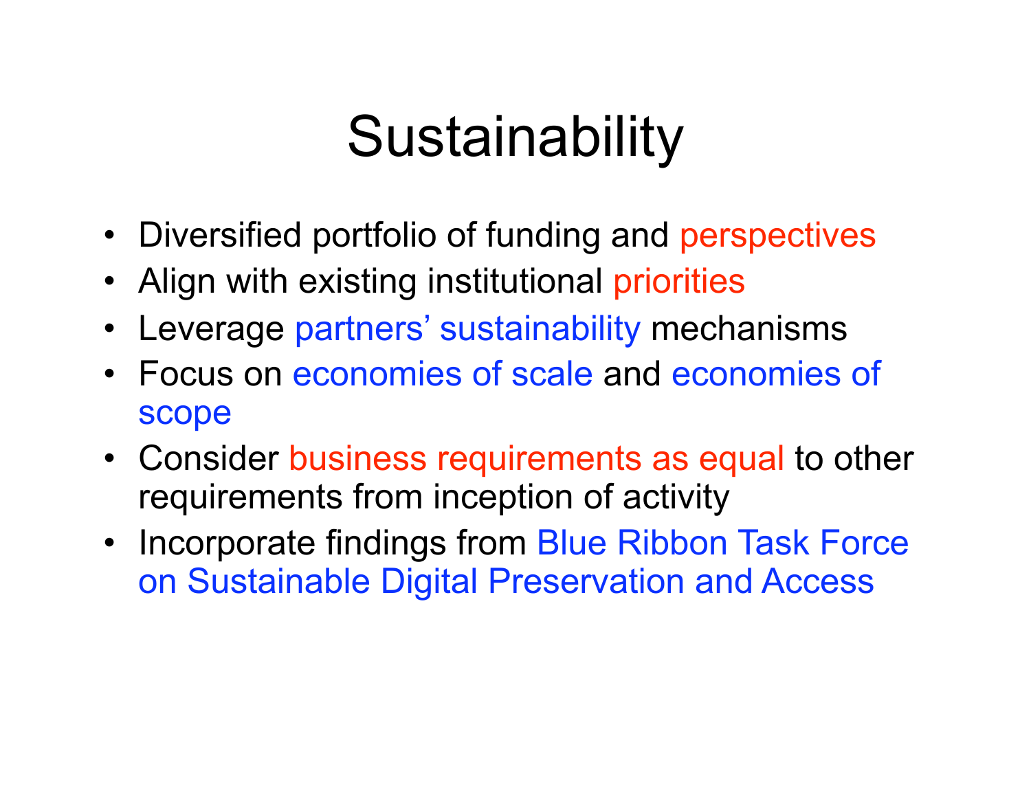# Sustainability

- Diversified portfolio of funding and perspectives
- Align with existing institutional priorities
- Leverage partners' sustainability mechanisms
- Focus on economies of scale and economies of scope
- Consider business requirements as equal to other requirements from inception of activity
- Incorporate findings from Blue Ribbon Task Force on Sustainable Digital Preservation and Access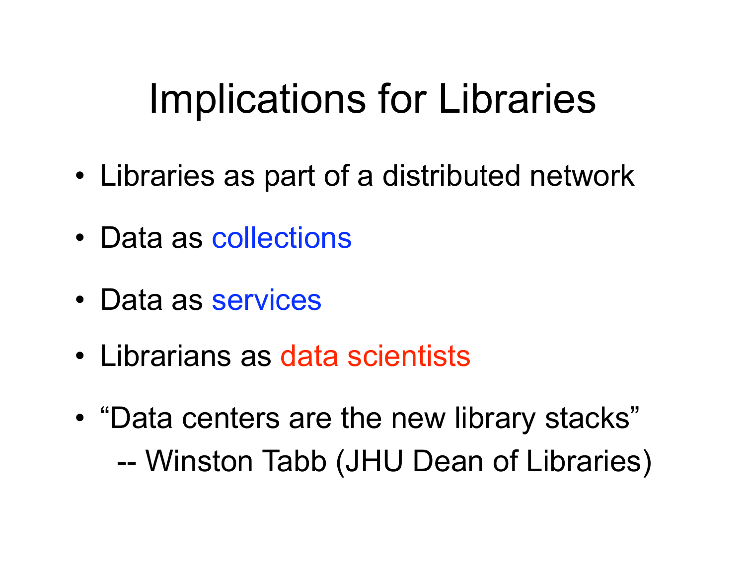# Implications for Libraries

- Libraries as part of a distributed network
- Data as collections
- Data as services
- Librarians as data scientists
- "Data centers are the new library stacks"
  -- Winston Tabb (JHU Dean of Libraries)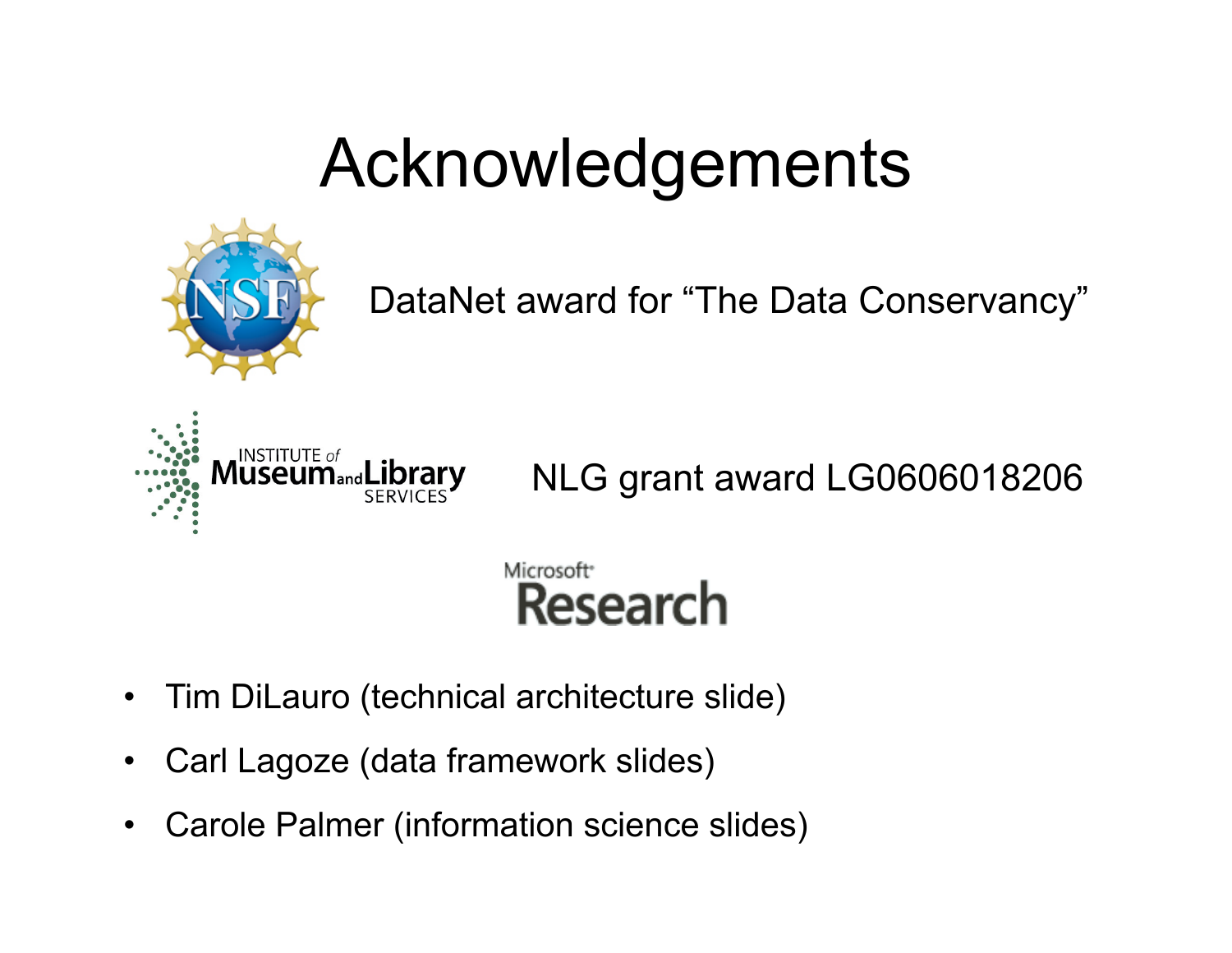# Acknowledgements

DataNet award for "The Data Conservancy"

NLG grant award LG0606018206

- Tim DiLauro (technical architecture slide)
- Carl Lagoze (data framework slides)
- Carole Palmer (information science slides)